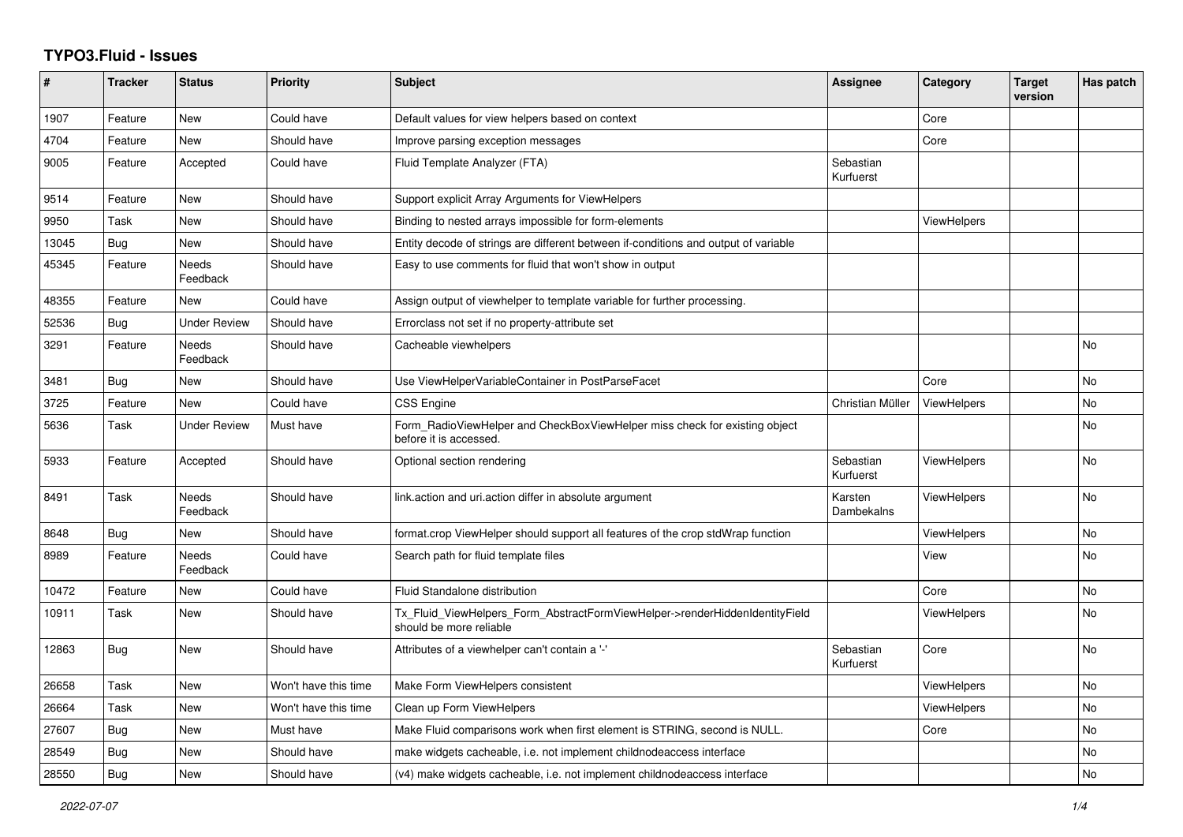# TYPO3.Fluid - Issues

| # | Tracker | Status | Priority | Subject | Assignee | Category | Target version | Has patch |
|---|---|---|---|---|---|---|---|---|
| 1907 | Feature | New | Could have | Default values for view helpers based on context | | Core | | |
| 4704 | Feature | New | Should have | Improve parsing exception messages | | Core | | |
| 9005 | Feature | Accepted | Could have | Fluid Template Analyzer (FTA) | Sebastian Kurfuerst | | | |
| 9514 | Feature | New | Should have | Support explicit Array Arguments for ViewHelpers | | | | |
| 9950 | Task | New | Should have | Binding to nested arrays impossible for form-elements | | ViewHelpers | | |
| 13045 | Bug | New | Should have | Entity decode of strings are different between if-conditions and output of variable | | | | |
| 45345 | Feature | Needs Feedback | Should have | Easy to use comments for fluid that won't show in output | | | | |
| 48355 | Feature | New | Could have | Assign output of viewhelper to template variable for further processing. | | | | |
| 52536 | Bug | Under Review | Should have | Errorclass not set if no property-attribute set | | | | |
| 3291 | Feature | Needs Feedback | Should have | Cacheable viewhelpers | | | | No |
| 3481 | Bug | New | Should have | Use ViewHelperVariableContainer in PostParseFacet | | Core | | No |
| 3725 | Feature | New | Could have | CSS Engine | Christian Müller | ViewHelpers | | No |
| 5636 | Task | Under Review | Must have | Form_RadioViewHelper and CheckBoxViewHelper miss check for existing object before it is accessed. | | | | No |
| 5933 | Feature | Accepted | Should have | Optional section rendering | Sebastian Kurfuerst | ViewHelpers | | No |
| 8491 | Task | Needs Feedback | Should have | link.action and uri.action differ in absolute argument | Karsten Dambekalns | ViewHelpers | | No |
| 8648 | Bug | New | Should have | format.crop ViewHelper should support all features of the crop stdWrap function | | ViewHelpers | | No |
| 8989 | Feature | Needs Feedback | Could have | Search path for fluid template files | | View | | No |
| 10472 | Feature | New | Could have | Fluid Standalone distribution | | Core | | No |
| 10911 | Task | New | Should have | Tx_Fluid_ViewHelpers_Form_AbstractFormViewHelper->renderHiddenIdentityField should be more reliable | | ViewHelpers | | No |
| 12863 | Bug | New | Should have | Attributes of a viewhelper can't contain a '-' | Sebastian Kurfuerst | Core | | No |
| 26658 | Task | New | Won't have this time | Make Form ViewHelpers consistent | | ViewHelpers | | No |
| 26664 | Task | New | Won't have this time | Clean up Form ViewHelpers | | ViewHelpers | | No |
| 27607 | Bug | New | Must have | Make Fluid comparisons work when first element is STRING, second is NULL. | | Core | | No |
| 28549 | Bug | New | Should have | make widgets cacheable, i.e. not implement childnodeaccess interface | | | | No |
| 28550 | Bug | New | Should have | (v4) make widgets cacheable, i.e. not implement childnodeaccess interface | | | | No |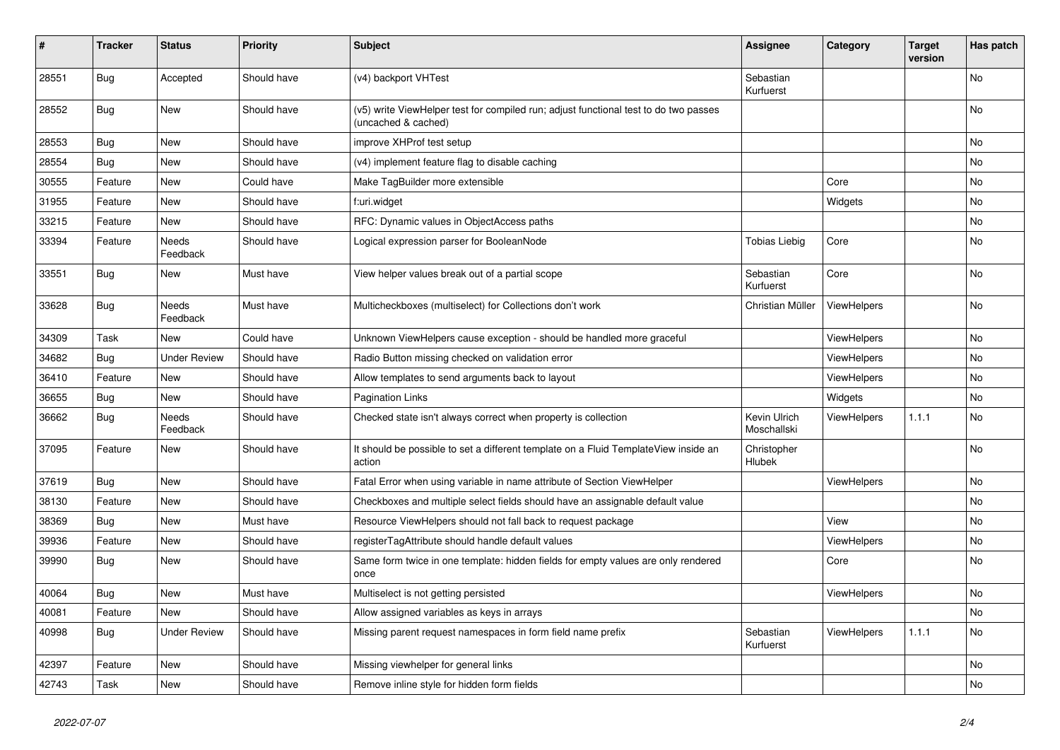| # | Tracker | Status | Priority | Subject | Assignee | Category | Target version | Has patch |
|---|---|---|---|---|---|---|---|---|
| 28551 | Bug | Accepted | Should have | (v4) backport VHTest | Sebastian Kurfuerst | | | No |
| 28552 | Bug | New | Should have | (v5) write ViewHelper test for compiled run; adjust functional test to do two passes (uncached & cached) | | | | No |
| 28553 | Bug | New | Should have | improve XHProf test setup | | | | No |
| 28554 | Bug | New | Should have | (v4) implement feature flag to disable caching | | | | No |
| 30555 | Feature | New | Could have | Make TagBuilder more extensible | | Core | | No |
| 31955 | Feature | New | Should have | f:uri.widget | | Widgets | | No |
| 33215 | Feature | New | Should have | RFC: Dynamic values in ObjectAccess paths | | | | No |
| 33394 | Feature | Needs Feedback | Should have | Logical expression parser for BooleanNode | Tobias Liebig | Core | | No |
| 33551 | Bug | New | Must have | View helper values break out of a partial scope | Sebastian Kurfuerst | Core | | No |
| 33628 | Bug | Needs Feedback | Must have | Multicheckboxes (multiselect) for Collections don't work | Christian Müller | ViewHelpers | | No |
| 34309 | Task | New | Could have | Unknown ViewHelpers cause exception - should be handled more graceful | | ViewHelpers | | No |
| 34682 | Bug | Under Review | Should have | Radio Button missing checked on validation error | | ViewHelpers | | No |
| 36410 | Feature | New | Should have | Allow templates to send arguments back to layout | | ViewHelpers | | No |
| 36655 | Bug | New | Should have | Pagination Links | | Widgets | | No |
| 36662 | Bug | Needs Feedback | Should have | Checked state isn't always correct when property is collection | Kevin Ulrich Moschallski | ViewHelpers | 1.1.1 | No |
| 37095 | Feature | New | Should have | It should be possible to set a different template on a Fluid TemplateView inside an action | Christopher Hlubek | | | No |
| 37619 | Bug | New | Should have | Fatal Error when using variable in name attribute of Section ViewHelper | | ViewHelpers | | No |
| 38130 | Feature | New | Should have | Checkboxes and multiple select fields should have an assignable default value | | | | No |
| 38369 | Bug | New | Must have | Resource ViewHelpers should not fall back to request package | | View | | No |
| 39936 | Feature | New | Should have | registerTagAttribute should handle default values | | ViewHelpers | | No |
| 39990 | Bug | New | Should have | Same form twice in one template: hidden fields for empty values are only rendered once | | Core | | No |
| 40064 | Bug | New | Must have | Multiselect is not getting persisted | | ViewHelpers | | No |
| 40081 | Feature | New | Should have | Allow assigned variables as keys in arrays | | | | No |
| 40998 | Bug | Under Review | Should have | Missing parent request namespaces in form field name prefix | Sebastian Kurfuerst | ViewHelpers | 1.1.1 | No |
| 42397 | Feature | New | Should have | Missing viewhelper for general links | | | | No |
| 42743 | Task | New | Should have | Remove inline style for hidden form fields | | | | No |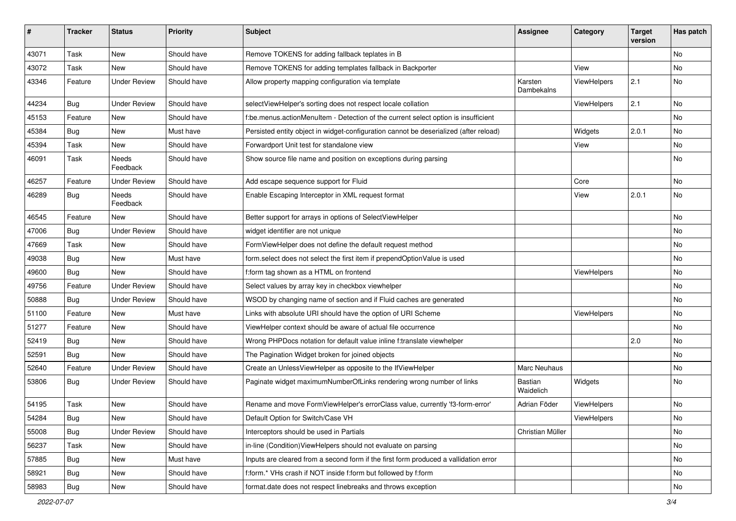| # | Tracker | Status | Priority | Subject | Assignee | Category | Target version | Has patch |
|---|---|---|---|---|---|---|---|---|
| 43071 | Task | New | Should have | Remove TOKENS for adding fallback teplates in B | | | | No |
| 43072 | Task | New | Should have | Remove TOKENS for adding templates fallback in Backporter | | View | | No |
| 43346 | Feature | Under Review | Should have | Allow property mapping configuration via template | Karsten Dambekalns | ViewHelpers | 2.1 | No |
| 44234 | Bug | Under Review | Should have | selectViewHelper's sorting does not respect locale collation | | ViewHelpers | 2.1 | No |
| 45153 | Feature | New | Should have | f:be.menus.actionMenuItem - Detection of the current select option is insufficient | | | | No |
| 45384 | Bug | New | Must have | Persisted entity object in widget-configuration cannot be deserialized (after reload) | | Widgets | 2.0.1 | No |
| 45394 | Task | New | Should have | Forwardport Unit test for standalone view | | View | | No |
| 46091 | Task | Needs Feedback | Should have | Show source file name and position on exceptions during parsing | | | | No |
| 46257 | Feature | Under Review | Should have | Add escape sequence support for Fluid | | Core | | No |
| 46289 | Bug | Needs Feedback | Should have | Enable Escaping Interceptor in XML request format | | View | 2.0.1 | No |
| 46545 | Feature | New | Should have | Better support for arrays in options of SelectViewHelper | | | | No |
| 47006 | Bug | Under Review | Should have | widget identifier are not unique | | | | No |
| 47669 | Task | New | Should have | FormViewHelper does not define the default request method | | | | No |
| 49038 | Bug | New | Must have | form.select does not select the first item if prependOptionValue is used | | | | No |
| 49600 | Bug | New | Should have | f:form tag shown as a HTML on frontend | | ViewHelpers | | No |
| 49756 | Feature | Under Review | Should have | Select values by array key in checkbox viewhelper | | | | No |
| 50888 | Bug | Under Review | Should have | WSOD by changing name of section and if Fluid caches are generated | | | | No |
| 51100 | Feature | New | Must have | Links with absolute URI should have the option of URI Scheme | | ViewHelpers | | No |
| 51277 | Feature | New | Should have | ViewHelper context should be aware of actual file occurrence | | | | No |
| 52419 | Bug | New | Should have | Wrong PHPDocs notation for default value inline f:translate viewhelper | | | 2.0 | No |
| 52591 | Bug | New | Should have | The Pagination Widget broken for joined objects | | | | No |
| 52640 | Feature | Under Review | Should have | Create an UnlessViewHelper as opposite to the IfViewHelper | Marc Neuhaus | | | No |
| 53806 | Bug | Under Review | Should have | Paginate widget maximumNumberOfLinks rendering wrong number of links | Bastian Waidelich | Widgets | | No |
| 54195 | Task | New | Should have | Rename and move FormViewHelper's errorClass value, currently 'f3-form-error' | Adrian Föder | ViewHelpers | | No |
| 54284 | Bug | New | Should have | Default Option for Switch/Case VH | | ViewHelpers | | No |
| 55008 | Bug | Under Review | Should have | Interceptors should be used in Partials | Christian Müller | | | No |
| 56237 | Task | New | Should have | in-line (Condition)ViewHelpers should not evaluate on parsing | | | | No |
| 57885 | Bug | New | Must have | Inputs are cleared from a second form if the first form produced a vallidation error | | | | No |
| 58921 | Bug | New | Should have | f:form.* VHs crash if NOT inside f:form but followed by f:form | | | | No |
| 58983 | Bug | New | Should have | format.date does not respect linebreaks and throws exception | | | | No |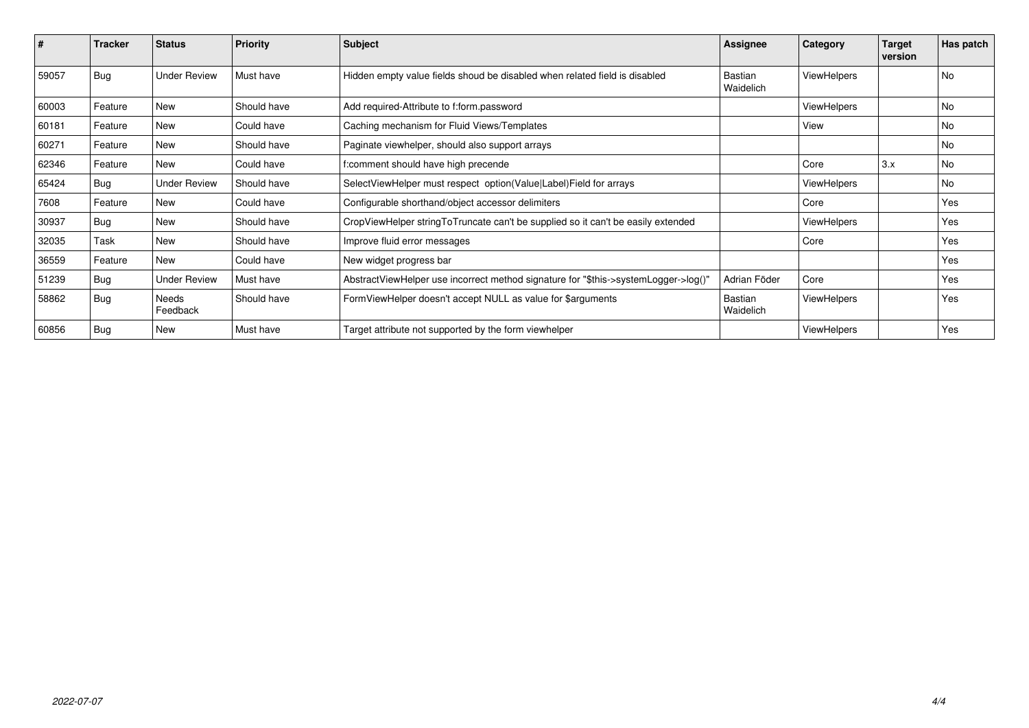| # | Tracker | Status | Priority | Subject | Assignee | Category | Target version | Has patch |
|---|---|---|---|---|---|---|---|---|
| 59057 | Bug | Under Review | Must have | Hidden empty value fields shoud be disabled when related field is disabled | Bastian Waidelich | ViewHelpers | | No |
| 60003 | Feature | New | Should have | Add required-Attribute to f:form.password | | ViewHelpers | | No |
| 60181 | Feature | New | Could have | Caching mechanism for Fluid Views/Templates | | View | | No |
| 60271 | Feature | New | Should have | Paginate viewhelper, should also support arrays | | | | No |
| 62346 | Feature | New | Could have | f:comment should have high precende | | Core | 3.x | No |
| 65424 | Bug | Under Review | Should have | SelectViewHelper must respect option(Value\|Label)Field for arrays | | ViewHelpers | | No |
| 7608 | Feature | New | Could have | Configurable shorthand/object accessor delimiters | | Core | | Yes |
| 30937 | Bug | New | Should have | CropViewHelper stringToTruncate can't be supplied so it can't be easily extended | | ViewHelpers | | Yes |
| 32035 | Task | New | Should have | Improve fluid error messages | | Core | | Yes |
| 36559 | Feature | New | Could have | New widget progress bar | | | | Yes |
| 51239 | Bug | Under Review | Must have | AbstractViewHelper use incorrect method signature for "$this->systemLogger->log()" | Adrian Föder | Core | | Yes |
| 58862 | Bug | Needs Feedback | Should have | FormViewHelper doesn't accept NULL as value for $arguments | Bastian Waidelich | ViewHelpers | | Yes |
| 60856 | Bug | New | Must have | Target attribute not supported by the form viewhelper | | ViewHelpers | | Yes |

*2022-07-07*